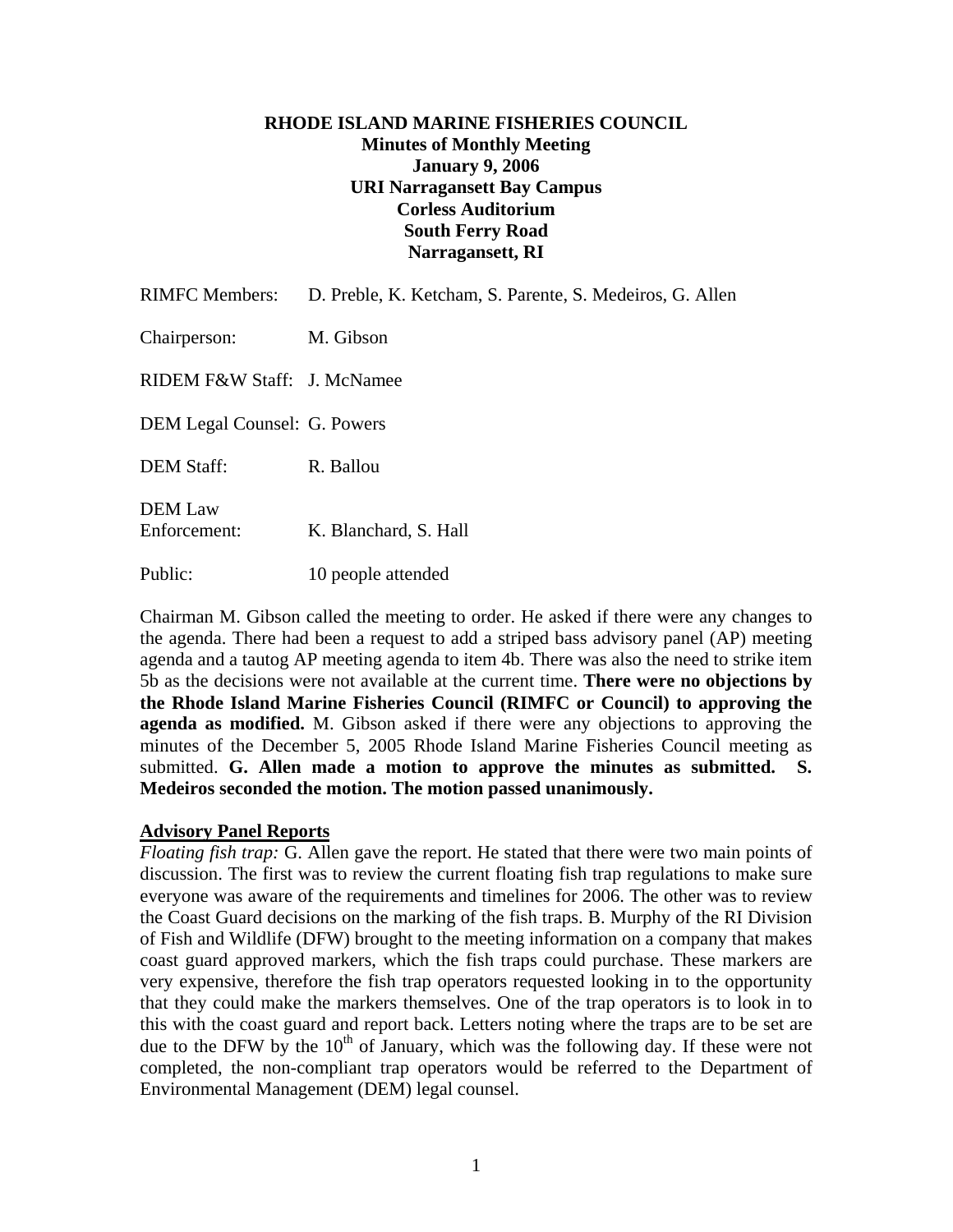**RHODE ISLAND MARINE FISHERIES COUNCIL**
**Minutes of Monthly Meeting**
**January 9, 2006**
**URI Narragansett Bay Campus**
**Corless Auditorium**
**South Ferry Road**
**Narragansett, RI**

RIMFC Members: D. Preble, K. Ketcham, S. Parente, S. Medeiros, G. Allen

Chairperson: M. Gibson

RIDEM F&W Staff: J. McNamee

DEM Legal Counsel: G. Powers

DEM Staff: R. Ballou

DEM Law Enforcement: K. Blanchard, S. Hall

Public: 10 people attended

Chairman M. Gibson called the meeting to order. He asked if there were any changes to the agenda. There had been a request to add a striped bass advisory panel (AP) meeting agenda and a tautog AP meeting agenda to item 4b. There was also the need to strike item 5b as the decisions were not available at the current time. **There were no objections by the Rhode Island Marine Fisheries Council (RIMFC or Council) to approving the agenda as modified.** M. Gibson asked if there were any objections to approving the minutes of the December 5, 2005 Rhode Island Marine Fisheries Council meeting as submitted. **G. Allen made a motion to approve the minutes as submitted. S. Medeiros seconded the motion. The motion passed unanimously.**

## Advisory Panel Reports

*Floating fish trap:* G. Allen gave the report. He stated that there were two main points of discussion. The first was to review the current floating fish trap regulations to make sure everyone was aware of the requirements and timelines for 2006. The other was to review the Coast Guard decisions on the marking of the fish traps. B. Murphy of the RI Division of Fish and Wildlife (DFW) brought to the meeting information on a company that makes coast guard approved markers, which the fish traps could purchase. These markers are very expensive, therefore the fish trap operators requested looking in to the opportunity that they could make the markers themselves. One of the trap operators is to look in to this with the coast guard and report back. Letters noting where the traps are to be set are due to the DFW by the 10th of January, which was the following day. If these were not completed, the non-compliant trap operators would be referred to the Department of Environmental Management (DEM) legal counsel.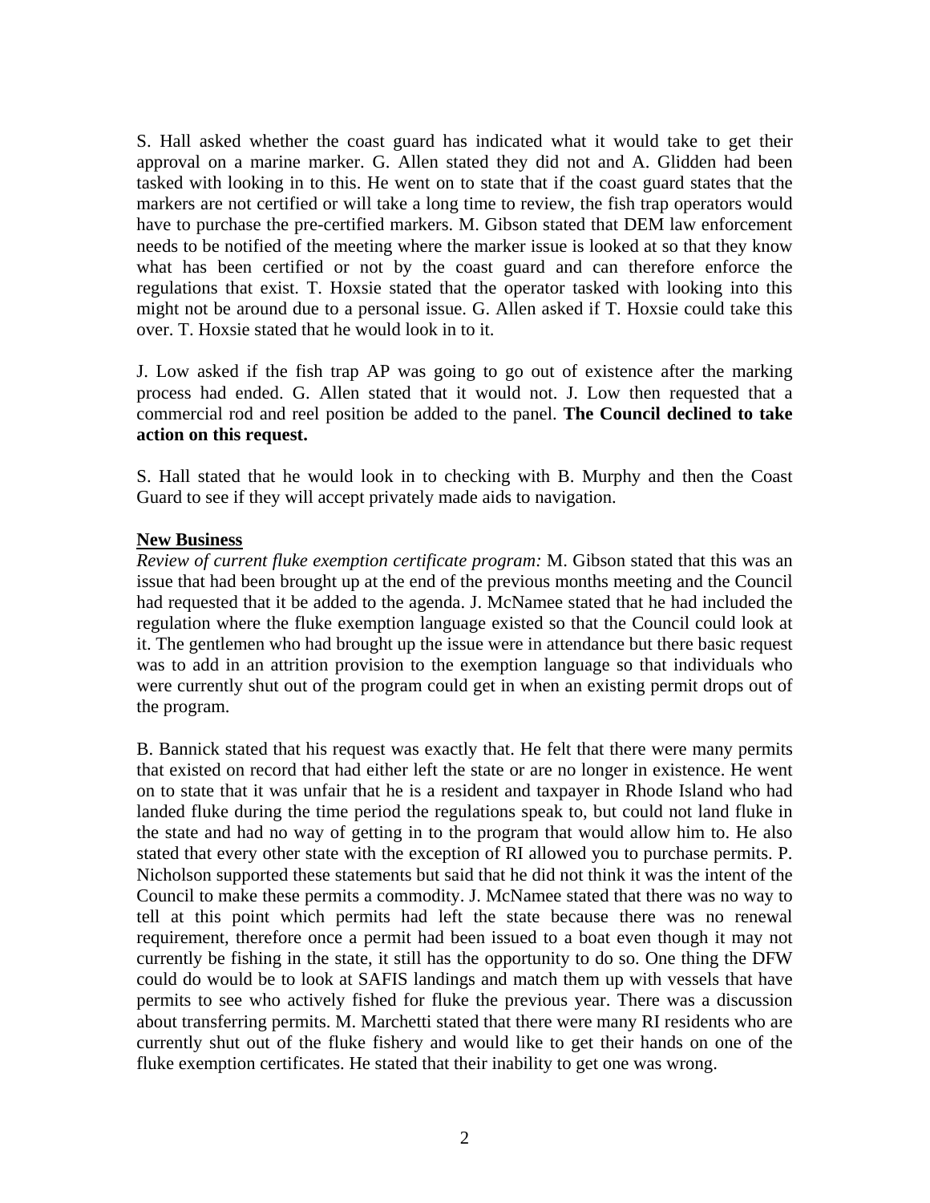S. Hall asked whether the coast guard has indicated what it would take to get their approval on a marine marker. G. Allen stated they did not and A. Glidden had been tasked with looking in to this. He went on to state that if the coast guard states that the markers are not certified or will take a long time to review, the fish trap operators would have to purchase the pre-certified markers. M. Gibson stated that DEM law enforcement needs to be notified of the meeting where the marker issue is looked at so that they know what has been certified or not by the coast guard and can therefore enforce the regulations that exist. T. Hoxsie stated that the operator tasked with looking into this might not be around due to a personal issue. G. Allen asked if T. Hoxsie could take this over. T. Hoxsie stated that he would look in to it.

J. Low asked if the fish trap AP was going to go out of existence after the marking process had ended. G. Allen stated that it would not. J. Low then requested that a commercial rod and reel position be added to the panel. **The Council declined to take action on this request.**

S. Hall stated that he would look in to checking with B. Murphy and then the Coast Guard to see if they will accept privately made aids to navigation.

**New Business**

*Review of current fluke exemption certificate program:* M. Gibson stated that this was an issue that had been brought up at the end of the previous months meeting and the Council had requested that it be added to the agenda. J. McNamee stated that he had included the regulation where the fluke exemption language existed so that the Council could look at it. The gentlemen who had brought up the issue were in attendance but there basic request was to add in an attrition provision to the exemption language so that individuals who were currently shut out of the program could get in when an existing permit drops out of the program.

B. Bannick stated that his request was exactly that. He felt that there were many permits that existed on record that had either left the state or are no longer in existence. He went on to state that it was unfair that he is a resident and taxpayer in Rhode Island who had landed fluke during the time period the regulations speak to, but could not land fluke in the state and had no way of getting in to the program that would allow him to. He also stated that every other state with the exception of RI allowed you to purchase permits. P. Nicholson supported these statements but said that he did not think it was the intent of the Council to make these permits a commodity. J. McNamee stated that there was no way to tell at this point which permits had left the state because there was no renewal requirement, therefore once a permit had been issued to a boat even though it may not currently be fishing in the state, it still has the opportunity to do so. One thing the DFW could do would be to look at SAFIS landings and match them up with vessels that have permits to see who actively fished for fluke the previous year. There was a discussion about transferring permits. M. Marchetti stated that there were many RI residents who are currently shut out of the fluke fishery and would like to get their hands on one of the fluke exemption certificates. He stated that their inability to get one was wrong.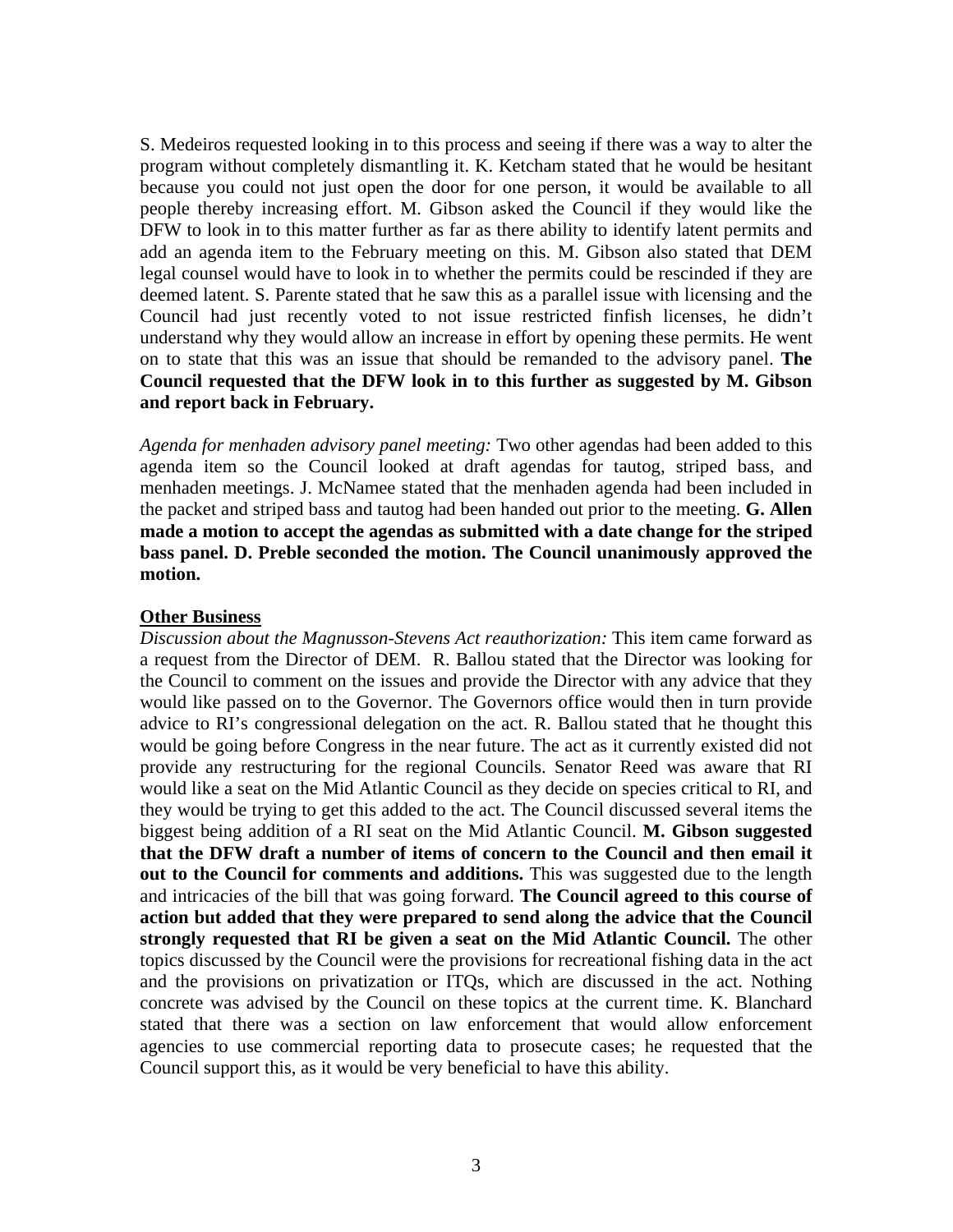S. Medeiros requested looking in to this process and seeing if there was a way to alter the program without completely dismantling it. K. Ketcham stated that he would be hesitant because you could not just open the door for one person, it would be available to all people thereby increasing effort. M. Gibson asked the Council if they would like the DFW to look in to this matter further as far as there ability to identify latent permits and add an agenda item to the February meeting on this. M. Gibson also stated that DEM legal counsel would have to look in to whether the permits could be rescinded if they are deemed latent. S. Parente stated that he saw this as a parallel issue with licensing and the Council had just recently voted to not issue restricted finfish licenses, he didn't understand why they would allow an increase in effort by opening these permits. He went on to state that this was an issue that should be remanded to the advisory panel. **The Council requested that the DFW look in to this further as suggested by M. Gibson and report back in February.**

*Agenda for menhaden advisory panel meeting:* Two other agendas had been added to this agenda item so the Council looked at draft agendas for tautog, striped bass, and menhaden meetings. J. McNamee stated that the menhaden agenda had been included in the packet and striped bass and tautog had been handed out prior to the meeting. **G. Allen made a motion to accept the agendas as submitted with a date change for the striped bass panel. D. Preble seconded the motion. The Council unanimously approved the motion.**

**<u>Other Business</u>**

*Discussion about the Magnusson-Stevens Act reauthorization:* This item came forward as a request from the Director of DEM. R. Ballou stated that the Director was looking for the Council to comment on the issues and provide the Director with any advice that they would like passed on to the Governor. The Governors office would then in turn provide advice to RI's congressional delegation on the act. R. Ballou stated that he thought this would be going before Congress in the near future. The act as it currently existed did not provide any restructuring for the regional Councils. Senator Reed was aware that RI would like a seat on the Mid Atlantic Council as they decide on species critical to RI, and they would be trying to get this added to the act. The Council discussed several items the biggest being addition of a RI seat on the Mid Atlantic Council. **M. Gibson suggested that the DFW draft a number of items of concern to the Council and then email it out to the Council for comments and additions.** This was suggested due to the length and intricacies of the bill that was going forward. **The Council agreed to this course of action but added that they were prepared to send along the advice that the Council strongly requested that RI be given a seat on the Mid Atlantic Council.** The other topics discussed by the Council were the provisions for recreational fishing data in the act and the provisions on privatization or ITQs, which are discussed in the act. Nothing concrete was advised by the Council on these topics at the current time. K. Blanchard stated that there was a section on law enforcement that would allow enforcement agencies to use commercial reporting data to prosecute cases; he requested that the Council support this, as it would be very beneficial to have this ability.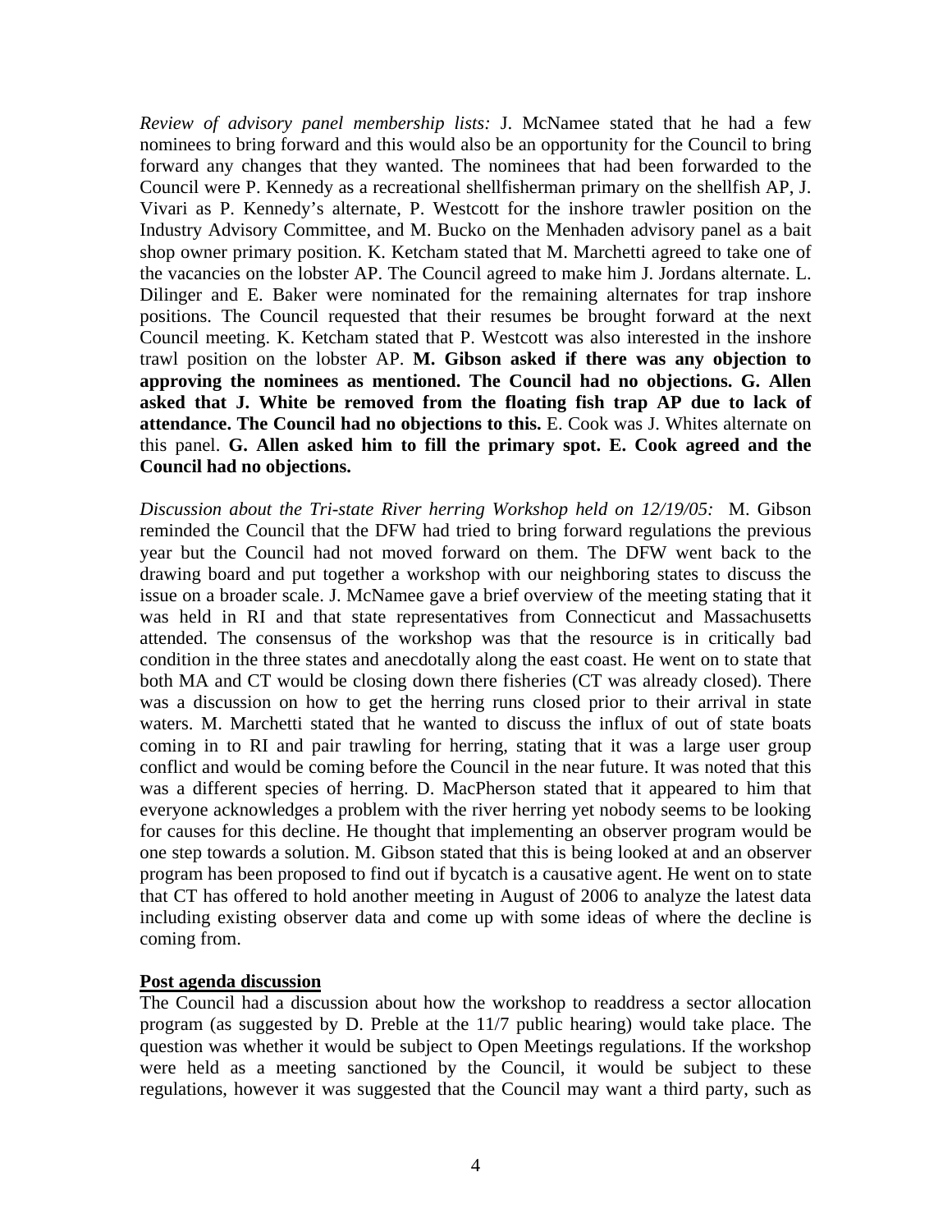*Review of advisory panel membership lists:* J. McNamee stated that he had a few nominees to bring forward and this would also be an opportunity for the Council to bring forward any changes that they wanted. The nominees that had been forwarded to the Council were P. Kennedy as a recreational shellfisherman primary on the shellfish AP, J. Vivari as P. Kennedy's alternate, P. Westcott for the inshore trawler position on the Industry Advisory Committee, and M. Bucko on the Menhaden advisory panel as a bait shop owner primary position. K. Ketcham stated that M. Marchetti agreed to take one of the vacancies on the lobster AP. The Council agreed to make him J. Jordans alternate. L. Dilinger and E. Baker were nominated for the remaining alternates for trap inshore positions. The Council requested that their resumes be brought forward at the next Council meeting. K. Ketcham stated that P. Westcott was also interested in the inshore trawl position on the lobster AP. **M. Gibson asked if there was any objection to approving the nominees as mentioned. The Council had no objections. G. Allen asked that J. White be removed from the floating fish trap AP due to lack of attendance. The Council had no objections to this.** E. Cook was J. Whites alternate on this panel. **G. Allen asked him to fill the primary spot. E. Cook agreed and the Council had no objections.**

*Discussion about the Tri-state River herring Workshop held on 12/19/05:* M. Gibson reminded the Council that the DFW had tried to bring forward regulations the previous year but the Council had not moved forward on them. The DFW went back to the drawing board and put together a workshop with our neighboring states to discuss the issue on a broader scale. J. McNamee gave a brief overview of the meeting stating that it was held in RI and that state representatives from Connecticut and Massachusetts attended. The consensus of the workshop was that the resource is in critically bad condition in the three states and anecdotally along the east coast. He went on to state that both MA and CT would be closing down there fisheries (CT was already closed). There was a discussion on how to get the herring runs closed prior to their arrival in state waters. M. Marchetti stated that he wanted to discuss the influx of out of state boats coming in to RI and pair trawling for herring, stating that it was a large user group conflict and would be coming before the Council in the near future. It was noted that this was a different species of herring. D. MacPherson stated that it appeared to him that everyone acknowledges a problem with the river herring yet nobody seems to be looking for causes for this decline. He thought that implementing an observer program would be one step towards a solution. M. Gibson stated that this is being looked at and an observer program has been proposed to find out if bycatch is a causative agent. He went on to state that CT has offered to hold another meeting in August of 2006 to analyze the latest data including existing observer data and come up with some ideas of where the decline is coming from.

**<u>Post agenda discussion</u>**

The Council had a discussion about how the workshop to readdress a sector allocation program (as suggested by D. Preble at the 11/7 public hearing) would take place. The question was whether it would be subject to Open Meetings regulations. If the workshop were held as a meeting sanctioned by the Council, it would be subject to these regulations, however it was suggested that the Council may want a third party, such as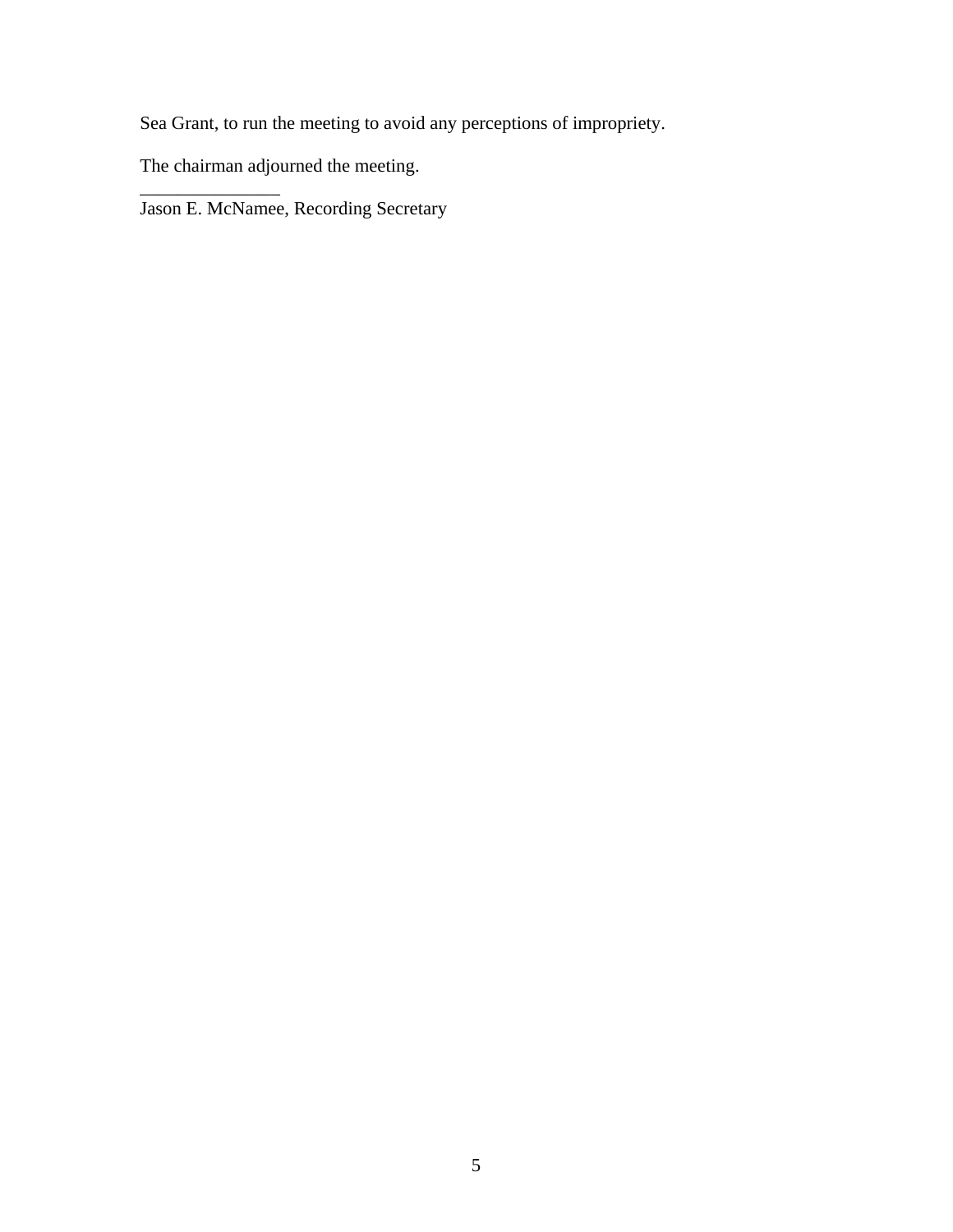Sea Grant, to run the meeting to avoid any perceptions of impropriety.

The chairman adjourned the meeting.

_______________
Jason E. McNamee, Recording Secretary